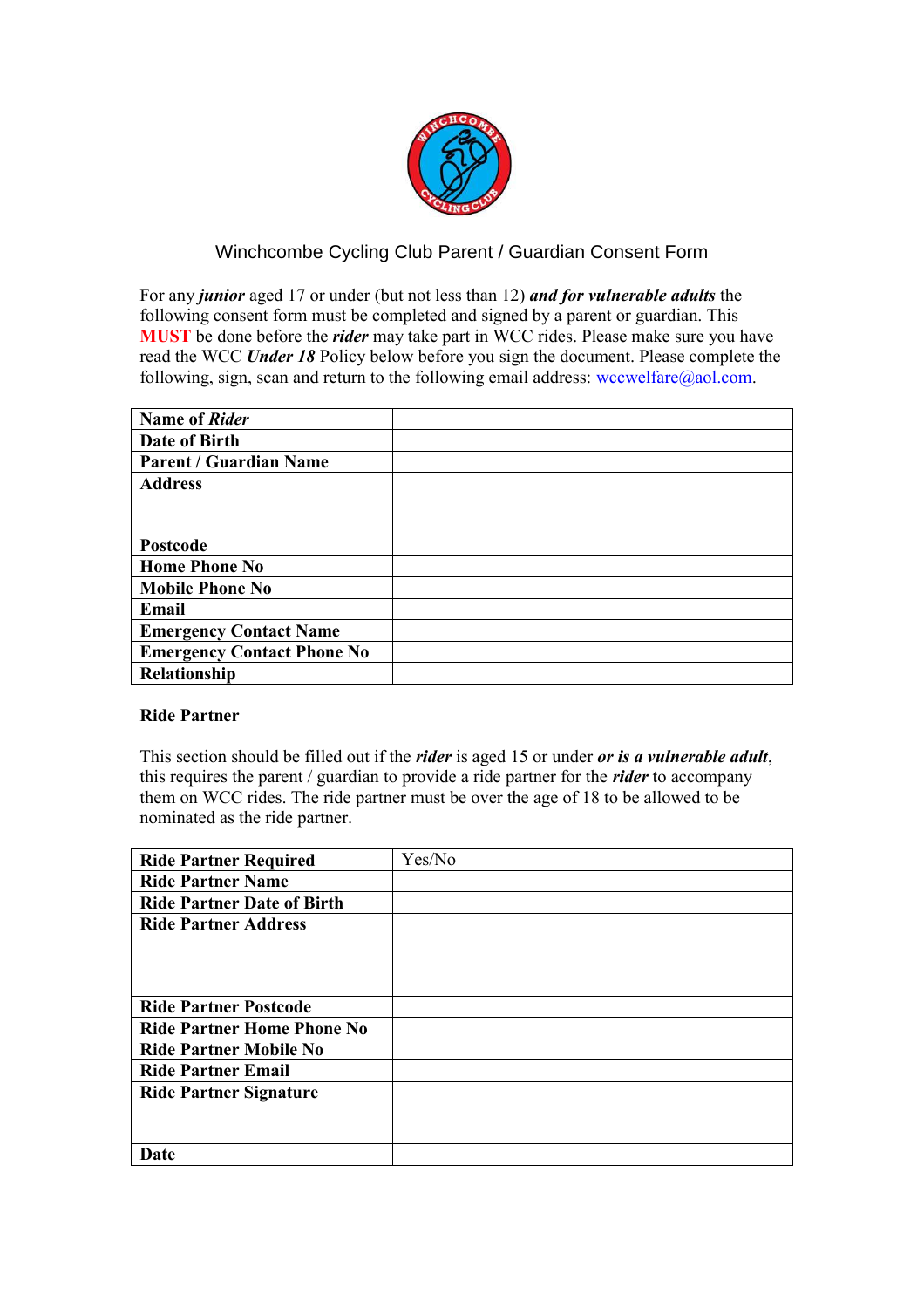# Winchcombe Cycling Club Parent / Guardian Consent Form

For any ***junior*** aged 17 or under (but not less than 12) ***and for vulnerable adults*** the following consent form must be completed and signed by a parent or guardian. This **MUST** be done before the ***rider*** may take part in WCC rides. Please make sure you have read the WCC ***Under 18*** Policy below before you sign the document. Please complete the following, sign, scan and return to the following email address: wccwelfare@aol.com.

| | |
|---|---|
| **Name of *Rider*** | |
| **Date of Birth** | |
| **Parent / Guardian Name** | |
| **Address** | |
| **Postcode** | |
| **Home Phone No** | |
| **Mobile Phone No** | |
| **Email** | |
| **Emergency Contact Name** | |
| **Emergency Contact Phone No** | |
| **Relationship** | |

**Ride Partner**

This section should be filled out if the ***rider*** is aged 15 or under ***or is a vulnerable adult***, this requires the parent / guardian to provide a ride partner for the ***rider*** to accompany them on WCC rides. The ride partner must be over the age of 18 to be allowed to be nominated as the ride partner.

| | |
|---|---|
| **Ride Partner Required** | Yes/No |
| **Ride Partner Name** | |
| **Ride Partner Date of Birth** | |
| **Ride Partner Address** | |
| **Ride Partner Postcode** | |
| **Ride Partner Home Phone No** | |
| **Ride Partner Mobile No** | |
| **Ride Partner Email** | |
| **Ride Partner Signature** | |
| **Date** | |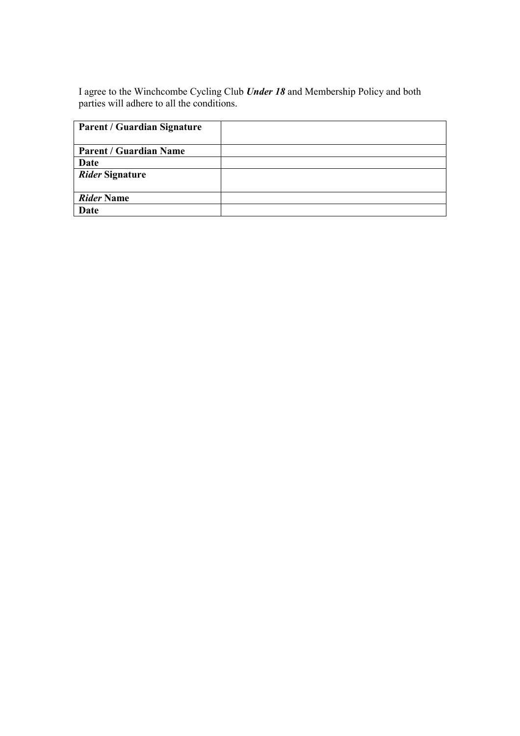I agree to the Winchcombe Cycling Club ***Under 18*** and Membership Policy and both parties will adhere to all the conditions.

| | |
|---|---|
| **Parent / Guardian Signature** | |
| **Parent / Guardian Name** | |
| **Date** | |
| ***Rider*** **Signature** | |
| ***Rider*** **Name** | |
| **Date** | |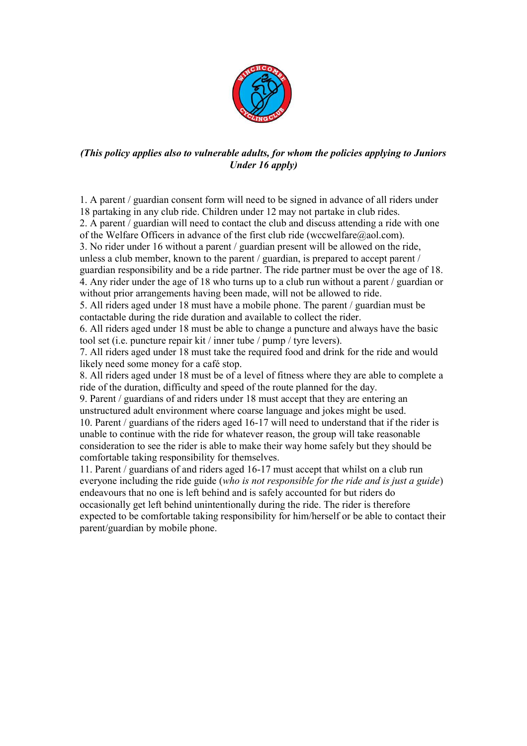***(This policy applies also to vulnerable adults, for whom the policies applying to Juniors Under 16 apply)***

1. A parent / guardian consent form will need to be signed in advance of all riders under 18 partaking in any club ride. Children under 12 may not partake in club rides.
2. A parent / guardian will need to contact the club and discuss attending a ride with one of the Welfare Officers in advance of the first club ride (wccwelfare@aol.com).
3. No rider under 16 without a parent / guardian present will be allowed on the ride, unless a club member, known to the parent / guardian, is prepared to accept parent / guardian responsibility and be a ride partner. The ride partner must be over the age of 18.
4. Any rider under the age of 18 who turns up to a club run without a parent / guardian or without prior arrangements having been made, will not be allowed to ride.
5. All riders aged under 18 must have a mobile phone. The parent / guardian must be contactable during the ride duration and available to collect the rider.
6. All riders aged under 18 must be able to change a puncture and always have the basic tool set (i.e. puncture repair kit / inner tube / pump / tyre levers).
7. All riders aged under 18 must take the required food and drink for the ride and would likely need some money for a café stop.
8. All riders aged under 18 must be of a level of fitness where they are able to complete a ride of the duration, difficulty and speed of the route planned for the day.
9. Parent / guardians of and riders under 18 must accept that they are entering an unstructured adult environment where coarse language and jokes might be used.
10. Parent / guardians of the riders aged 16-17 will need to understand that if the rider is unable to continue with the ride for whatever reason, the group will take reasonable consideration to see the rider is able to make their way home safely but they should be comfortable taking responsibility for themselves.
11. Parent / guardians of and riders aged 16-17 must accept that whilst on a club run everyone including the ride guide (*who is not responsible for the ride and is just a guide*) endeavours that no one is left behind and is safely accounted for but riders do occasionally get left behind unintentionally during the ride. The rider is therefore expected to be comfortable taking responsibility for him/herself or be able to contact their parent/guardian by mobile phone.